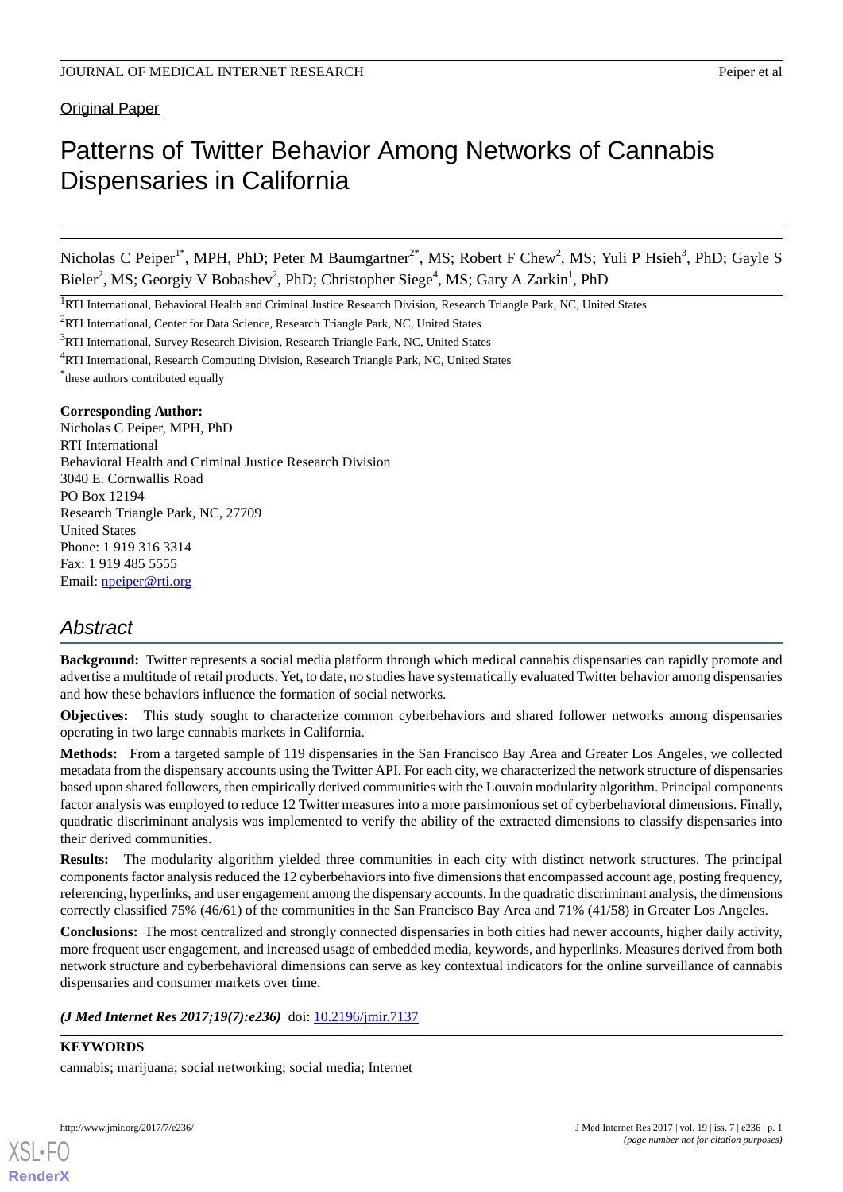Original Paper

# Patterns of Twitter Behavior Among Networks of Cannabis Dispensaries in California

Nicholas C Peiper[1*], MPH, PhD; Peter M Baumgartner[2*], MS; Robert F Chew[2], MS; Yuli P Hsieh[3], PhD; Gayle S Bieler[2], MS; Georgiy V Bobashev[2], PhD; Christopher Siege[4], MS; Gary A Zarkin[1], PhD

[1]RTI International, Behavioral Health and Criminal Justice Research Division, Research Triangle Park, NC, United States

[2]RTI International, Center for Data Science, Research Triangle Park, NC, United States

[3]RTI International, Survey Research Division, Research Triangle Park, NC, United States

[4]RTI International, Research Computing Division, Research Triangle Park, NC, United States

[*]these authors contributed equally

**Corresponding Author:**
Nicholas C Peiper, MPH, PhD
RTI International
Behavioral Health and Criminal Justice Research Division
3040 E. Cornwallis Road
PO Box 12194
Research Triangle Park, NC, 27709
United States
Phone: 1 919 316 3314
Fax: 1 919 485 5555
Email: npeiper@rti.org

## Abstract

**Background:** Twitter represents a social media platform through which medical cannabis dispensaries can rapidly promote and advertise a multitude of retail products. Yet, to date, no studies have systematically evaluated Twitter behavior among dispensaries and how these behaviors influence the formation of social networks.

**Objectives:** This study sought to characterize common cyberbehaviors and shared follower networks among dispensaries operating in two large cannabis markets in California.

**Methods:** From a targeted sample of 119 dispensaries in the San Francisco Bay Area and Greater Los Angeles, we collected metadata from the dispensary accounts using the Twitter API. For each city, we characterized the network structure of dispensaries based upon shared followers, then empirically derived communities with the Louvain modularity algorithm. Principal components factor analysis was employed to reduce 12 Twitter measures into a more parsimonious set of cyberbehavioral dimensions. Finally, quadratic discriminant analysis was implemented to verify the ability of the extracted dimensions to classify dispensaries into their derived communities.

**Results:** The modularity algorithm yielded three communities in each city with distinct network structures. The principal components factor analysis reduced the 12 cyberbehaviors into five dimensions that encompassed account age, posting frequency, referencing, hyperlinks, and user engagement among the dispensary accounts. In the quadratic discriminant analysis, the dimensions correctly classified 75% (46/61) of the communities in the San Francisco Bay Area and 71% (41/58) in Greater Los Angeles.

**Conclusions:** The most centralized and strongly connected dispensaries in both cities had newer accounts, higher daily activity, more frequent user engagement, and increased usage of embedded media, keywords, and hyperlinks. Measures derived from both network structure and cyberbehavioral dimensions can serve as key contextual indicators for the online surveillance of cannabis dispensaries and consumer markets over time.

***(J Med Internet Res 2017;19(7):e236)*** doi: 10.2196/jmir.7137

**KEYWORDS**

cannabis; marijuana; social networking; social media; Internet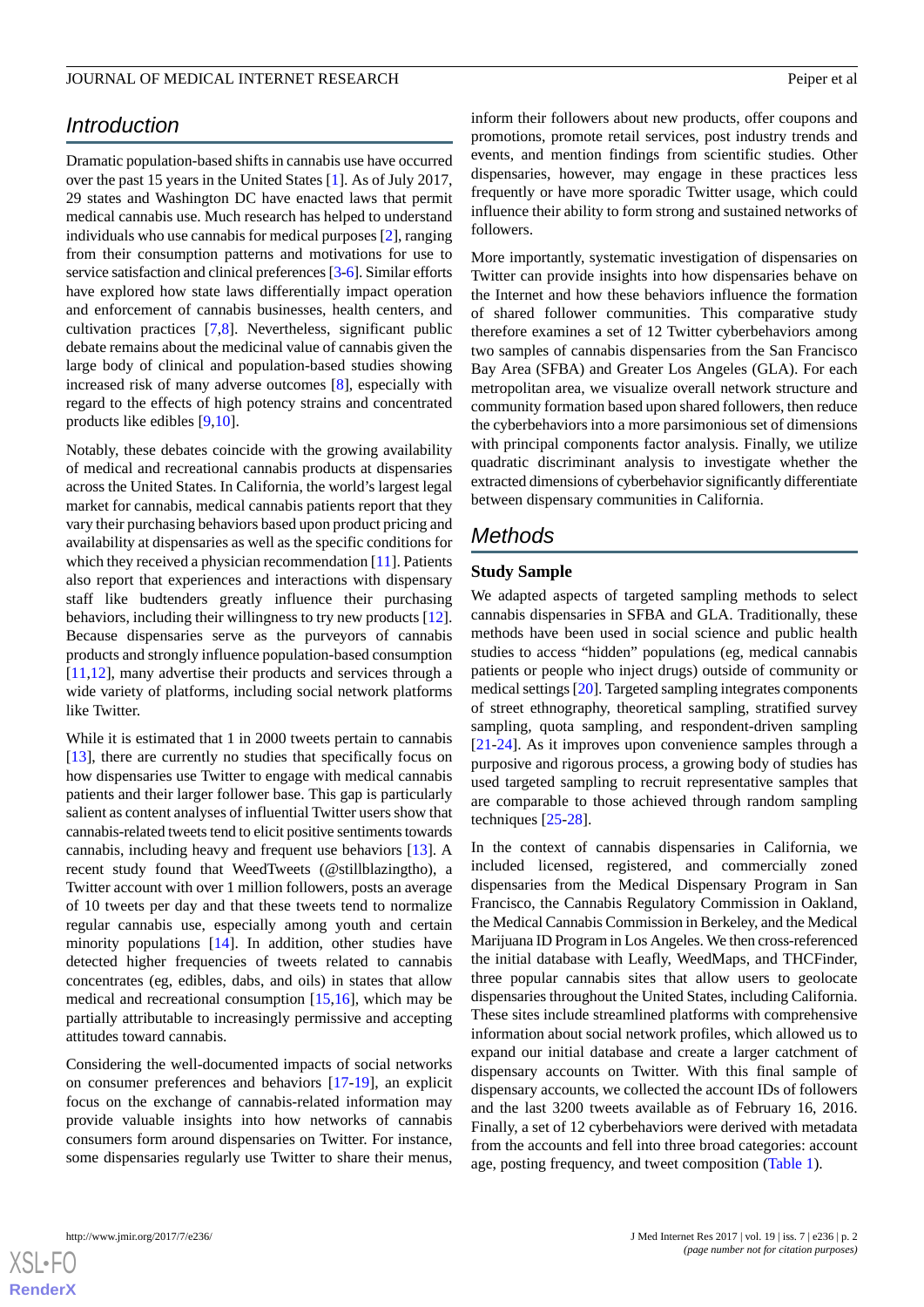## Introduction

Dramatic population-based shifts in cannabis use have occurred over the past 15 years in the United States [1]. As of July 2017, 29 states and Washington DC have enacted laws that permit medical cannabis use. Much research has helped to understand individuals who use cannabis for medical purposes [2], ranging from their consumption patterns and motivations for use to service satisfaction and clinical preferences [3-6]. Similar efforts have explored how state laws differentially impact operation and enforcement of cannabis businesses, health centers, and cultivation practices [7,8]. Nevertheless, significant public debate remains about the medicinal value of cannabis given the large body of clinical and population-based studies showing increased risk of many adverse outcomes [8], especially with regard to the effects of high potency strains and concentrated products like edibles [9,10].

Notably, these debates coincide with the growing availability of medical and recreational cannabis products at dispensaries across the United States. In California, the world's largest legal market for cannabis, medical cannabis patients report that they vary their purchasing behaviors based upon product pricing and availability at dispensaries as well as the specific conditions for which they received a physician recommendation [11]. Patients also report that experiences and interactions with dispensary staff like budtenders greatly influence their purchasing behaviors, including their willingness to try new products [12]. Because dispensaries serve as the purveyors of cannabis products and strongly influence population-based consumption [11,12], many advertise their products and services through a wide variety of platforms, including social network platforms like Twitter.

While it is estimated that 1 in 2000 tweets pertain to cannabis [13], there are currently no studies that specifically focus on how dispensaries use Twitter to engage with medical cannabis patients and their larger follower base. This gap is particularly salient as content analyses of influential Twitter users show that cannabis-related tweets tend to elicit positive sentiments towards cannabis, including heavy and frequent use behaviors [13]. A recent study found that WeedTweets (@stillblazingtho), a Twitter account with over 1 million followers, posts an average of 10 tweets per day and that these tweets tend to normalize regular cannabis use, especially among youth and certain minority populations [14]. In addition, other studies have detected higher frequencies of tweets related to cannabis concentrates (eg, edibles, dabs, and oils) in states that allow medical and recreational consumption [15,16], which may be partially attributable to increasingly permissive and accepting attitudes toward cannabis.

Considering the well-documented impacts of social networks on consumer preferences and behaviors [17-19], an explicit focus on the exchange of cannabis-related information may provide valuable insights into how networks of cannabis consumers form around dispensaries on Twitter. For instance, some dispensaries regularly use Twitter to share their menus, inform their followers about new products, offer coupons and promotions, promote retail services, post industry trends and events, and mention findings from scientific studies. Other dispensaries, however, may engage in these practices less frequently or have more sporadic Twitter usage, which could influence their ability to form strong and sustained networks of followers.

More importantly, systematic investigation of dispensaries on Twitter can provide insights into how dispensaries behave on the Internet and how these behaviors influence the formation of shared follower communities. This comparative study therefore examines a set of 12 Twitter cyberbehaviors among two samples of cannabis dispensaries from the San Francisco Bay Area (SFBA) and Greater Los Angeles (GLA). For each metropolitan area, we visualize overall network structure and community formation based upon shared followers, then reduce the cyberbehaviors into a more parsimonious set of dimensions with principal components factor analysis. Finally, we utilize quadratic discriminant analysis to investigate whether the extracted dimensions of cyberbehavior significantly differentiate between dispensary communities in California.

## Methods

### Study Sample

We adapted aspects of targeted sampling methods to select cannabis dispensaries in SFBA and GLA. Traditionally, these methods have been used in social science and public health studies to access "hidden" populations (eg, medical cannabis patients or people who inject drugs) outside of community or medical settings [20]. Targeted sampling integrates components of street ethnography, theoretical sampling, stratified survey sampling, quota sampling, and respondent-driven sampling [21-24]. As it improves upon convenience samples through a purposive and rigorous process, a growing body of studies has used targeted sampling to recruit representative samples that are comparable to those achieved through random sampling techniques [25-28].

In the context of cannabis dispensaries in California, we included licensed, registered, and commercially zoned dispensaries from the Medical Dispensary Program in San Francisco, the Cannabis Regulatory Commission in Oakland, the Medical Cannabis Commission in Berkeley, and the Medical Marijuana ID Program in Los Angeles. We then cross-referenced the initial database with Leafly, WeedMaps, and THCFinder, three popular cannabis sites that allow users to geolocate dispensaries throughout the United States, including California. These sites include streamlined platforms with comprehensive information about social network profiles, which allowed us to expand our initial database and create a larger catchment of dispensary accounts on Twitter. With this final sample of dispensary accounts, we collected the account IDs of followers and the last 3200 tweets available as of February 16, 2016. Finally, a set of 12 cyberbehaviors were derived with metadata from the accounts and fell into three broad categories: account age, posting frequency, and tweet composition (Table 1).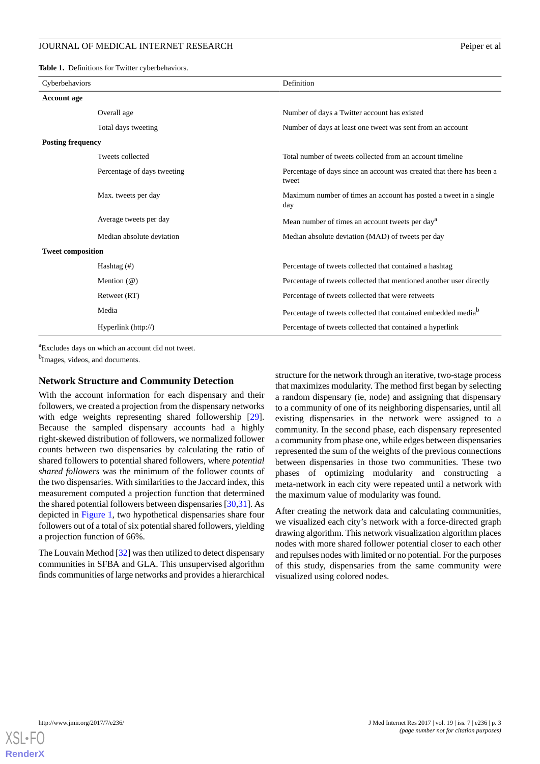**Table 1.** Definitions for Twitter cyberbehaviors.

| Cyberbehaviors | Definition |
|---|---|
| **Account age** | |
| Overall age | Number of days a Twitter account has existed |
| Total days tweeting | Number of days at least one tweet was sent from an account |
| **Posting frequency** | |
| Tweets collected | Total number of tweets collected from an account timeline |
| Percentage of days tweeting | Percentage of days since an account was created that there has been a tweet |
| Max. tweets per day | Maximum number of times an account has posted a tweet in a single day |
| Average tweets per day | Mean number of times an account tweets per day[a] |
| Median absolute deviation | Median absolute deviation (MAD) of tweets per day |
| **Tweet composition** | |
| Hashtag (#) | Percentage of tweets collected that contained a hashtag |
| Mention (@) | Percentage of tweets collected that mentioned another user directly |
| Retweet (RT) | Percentage of tweets collected that were retweets |
| Media | Percentage of tweets collected that contained embedded media[b] |
| Hyperlink (http://) | Percentage of tweets collected that contained a hyperlink |

[a]Excludes days on which an account did not tweet.

[b]Images, videos, and documents.

## Network Structure and Community Detection

With the account information for each dispensary and their followers, we created a projection from the dispensary networks with edge weights representing shared followership [29]. Because the sampled dispensary accounts had a highly right-skewed distribution of followers, we normalized follower counts between two dispensaries by calculating the ratio of shared followers to potential shared followers, where *potential shared followers* was the minimum of the follower counts of the two dispensaries. With similarities to the Jaccard index, this measurement computed a projection function that determined the shared potential followers between dispensaries [30,31]. As depicted in Figure 1, two hypothetical dispensaries share four followers out of a total of six potential shared followers, yielding a projection function of 66%.

The Louvain Method [32] was then utilized to detect dispensary communities in SFBA and GLA. This unsupervised algorithm finds communities of large networks and provides a hierarchical structure for the network through an iterative, two-stage process that maximizes modularity. The method first began by selecting a random dispensary (ie, node) and assigning that dispensary to a community of one of its neighboring dispensaries, until all existing dispensaries in the network were assigned to a community. In the second phase, each dispensary represented a community from phase one, while edges between dispensaries represented the sum of the weights of the previous connections between dispensaries in those two communities. These two phases of optimizing modularity and constructing a meta-network in each city were repeated until a network with the maximum value of modularity was found.

After creating the network data and calculating communities, we visualized each city's network with a force-directed graph drawing algorithm. This network visualization algorithm places nodes with more shared follower potential closer to each other and repulses nodes with limited or no potential. For the purposes of this study, dispensaries from the same community were visualized using colored nodes.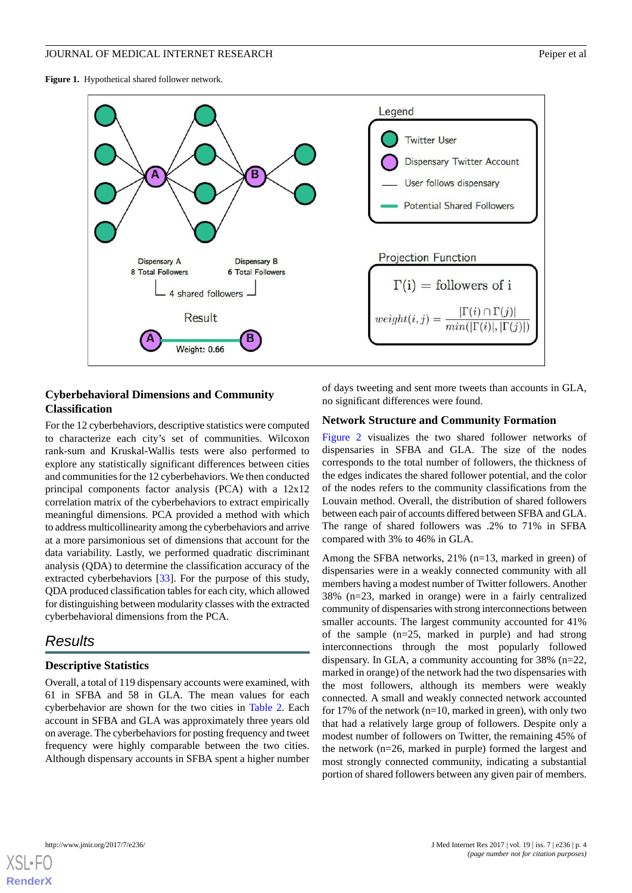**Figure 1.** Hypothetical shared follower network.

### Cyberbehavioral Dimensions and Community Classification

For the 12 cyberbehaviors, descriptive statistics were computed to characterize each city's set of communities. Wilcoxon rank-sum and Kruskal-Wallis tests were also performed to explore any statistically significant differences between cities and communities for the 12 cyberbehaviors. We then conducted principal components factor analysis (PCA) with a 12x12 correlation matrix of the cyberbehaviors to extract empirically meaningful dimensions. PCA provided a method with which to address multicollinearity among the cyberbehaviors and arrive at a more parsimonious set of dimensions that account for the data variability. Lastly, we performed quadratic discriminant analysis (QDA) to determine the classification accuracy of the extracted cyberbehaviors [33]. For the purpose of this study, QDA produced classification tables for each city, which allowed for distinguishing between modularity classes with the extracted cyberbehavioral dimensions from the PCA.

## Results

### Descriptive Statistics

Overall, a total of 119 dispensary accounts were examined, with 61 in SFBA and 58 in GLA. The mean values for each cyberbehavior are shown for the two cities in Table 2. Each account in SFBA and GLA was approximately three years old on average. The cyberbehaviors for posting frequency and tweet frequency were highly comparable between the two cities. Although dispensary accounts in SFBA spent a higher number of days tweeting and sent more tweets than accounts in GLA, no significant differences were found.

### Network Structure and Community Formation

Figure 2 visualizes the two shared follower networks of dispensaries in SFBA and GLA. The size of the nodes corresponds to the total number of followers, the thickness of the edges indicates the shared follower potential, and the color of the nodes refers to the community classifications from the Louvain method. Overall, the distribution of shared followers between each pair of accounts differed between SFBA and GLA. The range of shared followers was .2% to 71% in SFBA compared with 3% to 46% in GLA.

Among the SFBA networks, 21% (n=13, marked in green) of dispensaries were in a weakly connected community with all members having a modest number of Twitter followers. Another 38% (n=23, marked in orange) were in a fairly centralized community of dispensaries with strong interconnections between smaller accounts. The largest community accounted for 41% of the sample (n=25, marked in purple) and had strong interconnections through the most popularly followed dispensary. In GLA, a community accounting for 38% (n=22, marked in orange) of the network had the two dispensaries with the most followers, although its members were weakly connected. A small and weakly connected network accounted for 17% of the network (n=10, marked in green), with only two that had a relatively large group of followers. Despite only a modest number of followers on Twitter, the remaining 45% of the network (n=26, marked in purple) formed the largest and most strongly connected community, indicating a substantial portion of shared followers between any given pair of members.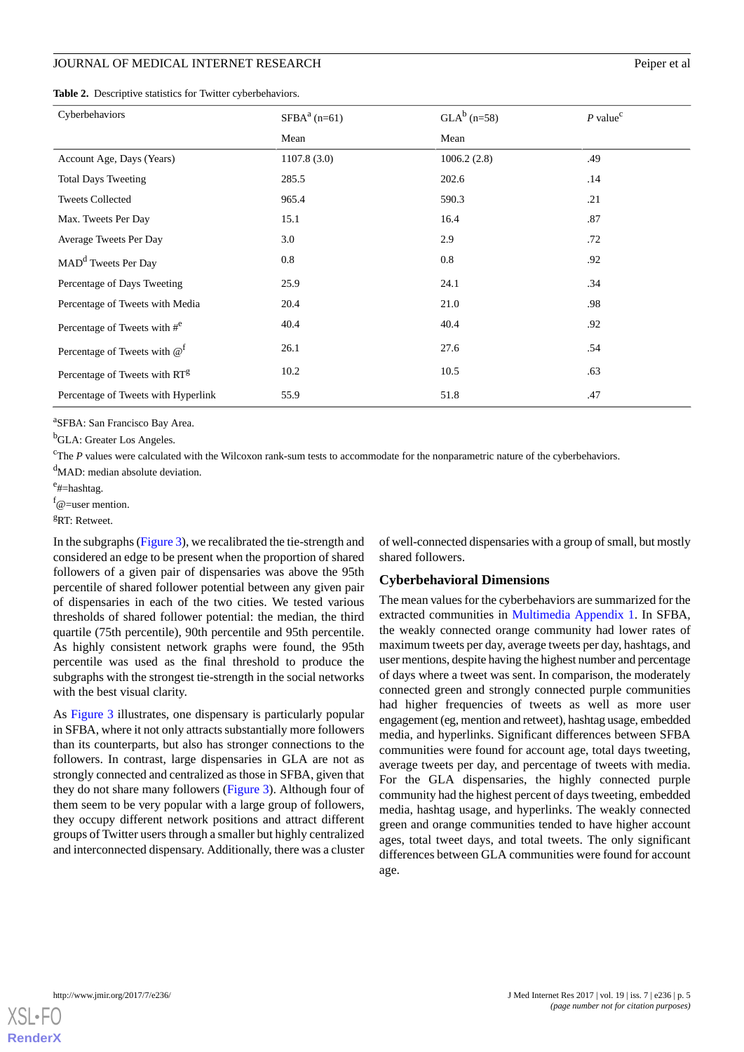**Table 2.** Descriptive statistics for Twitter cyberbehaviors.

| Cyberbehaviors | SFBA[a] (n=61) | GLA[b] (n=58) | *P* value[c] |
|---|---|---|---|
| | Mean | Mean | |
| Account Age, Days (Years) | 1107.8 (3.0) | 1006.2 (2.8) | .49 |
| Total Days Tweeting | 285.5 | 202.6 | .14 |
| Tweets Collected | 965.4 | 590.3 | .21 |
| Max. Tweets Per Day | 15.1 | 16.4 | .87 |
| Average Tweets Per Day | 3.0 | 2.9 | .72 |
| MAD[d] Tweets Per Day | 0.8 | 0.8 | .92 |
| Percentage of Days Tweeting | 25.9 | 24.1 | .34 |
| Percentage of Tweets with Media | 20.4 | 21.0 | .98 |
| Percentage of Tweets with #[e] | 40.4 | 40.4 | .92 |
| Percentage of Tweets with @[f] | 26.1 | 27.6 | .54 |
| Percentage of Tweets with RT[g] | 10.2 | 10.5 | .63 |
| Percentage of Tweets with Hyperlink | 55.9 | 51.8 | .47 |

[a]SFBA: San Francisco Bay Area.

[b]GLA: Greater Los Angeles.

[c]The *P* values were calculated with the Wilcoxon rank-sum tests to accommodate for the nonparametric nature of the cyberbehaviors.

[d]MAD: median absolute deviation.

[e]#=hashtag.

[f]@=user mention.

[g]RT: Retweet.

In the subgraphs (Figure 3), we recalibrated the tie-strength and considered an edge to be present when the proportion of shared followers of a given pair of dispensaries was above the 95th percentile of shared follower potential between any given pair of dispensaries in each of the two cities. We tested various thresholds of shared follower potential: the median, the third quartile (75th percentile), 90th percentile and 95th percentile. As highly consistent network graphs were found, the 95th percentile was used as the final threshold to produce the subgraphs with the strongest tie-strength in the social networks with the best visual clarity.

As Figure 3 illustrates, one dispensary is particularly popular in SFBA, where it not only attracts substantially more followers than its counterparts, but also has stronger connections to the followers. In contrast, large dispensaries in GLA are not as strongly connected and centralized as those in SFBA, given that they do not share many followers (Figure 3). Although four of them seem to be very popular with a large group of followers, they occupy different network positions and attract different groups of Twitter users through a smaller but highly centralized and interconnected dispensary. Additionally, there was a cluster of well-connected dispensaries with a group of small, but mostly shared followers.

## Cyberbehavioral Dimensions

The mean values for the cyberbehaviors are summarized for the extracted communities in Multimedia Appendix 1. In SFBA, the weakly connected orange community had lower rates of maximum tweets per day, average tweets per day, hashtags, and user mentions, despite having the highest number and percentage of days where a tweet was sent. In comparison, the moderately connected green and strongly connected purple communities had higher frequencies of tweets as well as more user engagement (eg, mention and retweet), hashtag usage, embedded media, and hyperlinks. Significant differences between SFBA communities were found for account age, total days tweeting, average tweets per day, and percentage of tweets with media. For the GLA dispensaries, the highly connected purple community had the highest percent of days tweeting, embedded media, hashtag usage, and hyperlinks. The weakly connected green and orange communities tended to have higher account ages, total tweet days, and total tweets. The only significant differences between GLA communities were found for account age.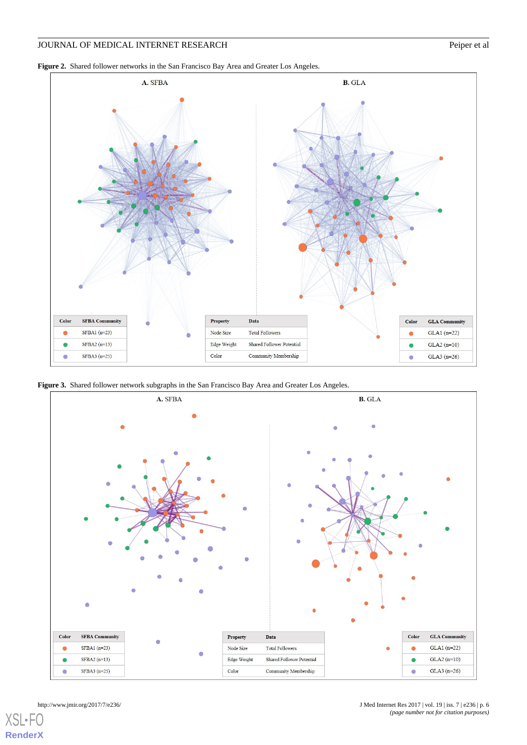**Figure 2.** Shared follower networks in the San Francisco Bay Area and Greater Los Angeles.

**A.** SFBA

**B.** GLA

| Color | SFBA Community |
|---|---|
| ● | SFBA1 (n=23) |
| ● | SFBA2 (n=13) |
| ● | SFBA3 (n=25) |

| Property | Data |
|---|---|
| Node Size | Total Followers |
| Edge Weight | Shared Follower Potential |
| Color | Community Membership |

| Color | GLA Community |
|---|---|
| ● | GLA1 (n=22) |
| ● | GLA2 (n=10) |
| ● | GLA3 (n=26) |

**Figure 3.** Shared follower network subgraphs in the San Francisco Bay Area and Greater Los Angeles.

**A.** SFBA

**B.** GLA

| Color | SFBA Community |
|---|---|
| ● | SFBA1 (n=23) |
| ● | SFBA2 (n=13) |
| ● | SFBA3 (n=25) |

| Property | Data |
|---|---|
| Node Size | Total Followers |
| Edge Weight | Shared Follower Potential |
| Color | Community Membership |

| Color | GLA Community |
|---|---|
| ● | GLA1 (n=22) |
| ● | GLA2 (n=10) |
| ● | GLA3 (n=26) |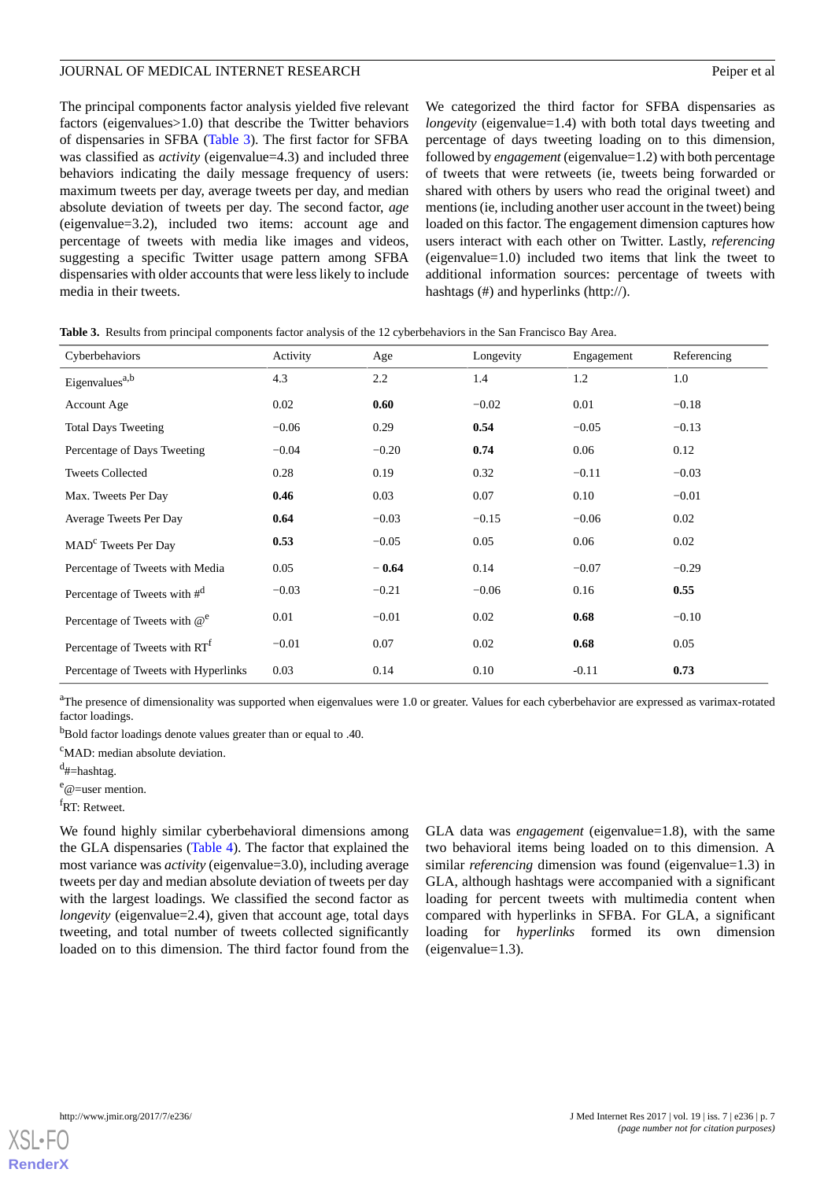The principal components factor analysis yielded five relevant factors (eigenvalues>1.0) that describe the Twitter behaviors of dispensaries in SFBA (Table 3). The first factor for SFBA was classified as *activity* (eigenvalue=4.3) and included three behaviors indicating the daily message frequency of users: maximum tweets per day, average tweets per day, and median absolute deviation of tweets per day. The second factor, *age* (eigenvalue=3.2), included two items: account age and percentage of tweets with media like images and videos, suggesting a specific Twitter usage pattern among SFBA dispensaries with older accounts that were less likely to include media in their tweets.

We categorized the third factor for SFBA dispensaries as *longevity* (eigenvalue=1.4) with both total days tweeting and percentage of days tweeting loading on to this dimension, followed by *engagement* (eigenvalue=1.2) with both percentage of tweets that were retweets (ie, tweets being forwarded or shared with others by users who read the original tweet) and mentions (ie, including another user account in the tweet) being loaded on this factor. The engagement dimension captures how users interact with each other on Twitter. Lastly, *referencing* (eigenvalue=1.0) included two items that link the tweet to additional information sources: percentage of tweets with hashtags (#) and hyperlinks (http://).

**Table 3.** Results from principal components factor analysis of the 12 cyberbehaviors in the San Francisco Bay Area.

| Cyberbehaviors | Activity | Age | Longevity | Engagement | Referencing |
|---|---|---|---|---|---|
| Eigenvalues[a,b] | 4.3 | 2.2 | 1.4 | 1.2 | 1.0 |
| Account Age | 0.02 | **0.60** | −0.02 | 0.01 | −0.18 |
| Total Days Tweeting | −0.06 | 0.29 | **0.54** | −0.05 | −0.13 |
| Percentage of Days Tweeting | −0.04 | −0.20 | **0.74** | 0.06 | 0.12 |
| Tweets Collected | 0.28 | 0.19 | 0.32 | −0.11 | −0.03 |
| Max. Tweets Per Day | **0.46** | 0.03 | 0.07 | 0.10 | −0.01 |
| Average Tweets Per Day | **0.64** | −0.03 | −0.15 | −0.06 | 0.02 |
| MAD[c] Tweets Per Day | **0.53** | −0.05 | 0.05 | 0.06 | 0.02 |
| Percentage of Tweets with Media | 0.05 | **− 0.64** | 0.14 | −0.07 | −0.29 |
| Percentage of Tweets with #[d] | −0.03 | −0.21 | −0.06 | 0.16 | **0.55** |
| Percentage of Tweets with @[e] | 0.01 | −0.01 | 0.02 | **0.68** | −0.10 |
| Percentage of Tweets with RT[f] | −0.01 | 0.07 | 0.02 | **0.68** | 0.05 |
| Percentage of Tweets with Hyperlinks | 0.03 | 0.14 | 0.10 | -0.11 | **0.73** |

[a]The presence of dimensionality was supported when eigenvalues were 1.0 or greater. Values for each cyberbehavior are expressed as varimax-rotated factor loadings.

[b]Bold factor loadings denote values greater than or equal to .40.

[c]MAD: median absolute deviation.

[d]#=hashtag.

[e]@=user mention.

[f]RT: Retweet.

We found highly similar cyberbehavioral dimensions among the GLA dispensaries (Table 4). The factor that explained the most variance was *activity* (eigenvalue=3.0), including average tweets per day and median absolute deviation of tweets per day with the largest loadings. We classified the second factor as *longevity* (eigenvalue=2.4), given that account age, total days tweeting, and total number of tweets collected significantly loaded on to this dimension. The third factor found from the GLA data was *engagement* (eigenvalue=1.8), with the same two behavioral items being loaded on to this dimension. A similar *referencing* dimension was found (eigenvalue=1.3) in GLA, although hashtags were accompanied with a significant loading for percent tweets with multimedia content when compared with hyperlinks in SFBA. For GLA, a significant loading for *hyperlinks* formed its own dimension (eigenvalue=1.3).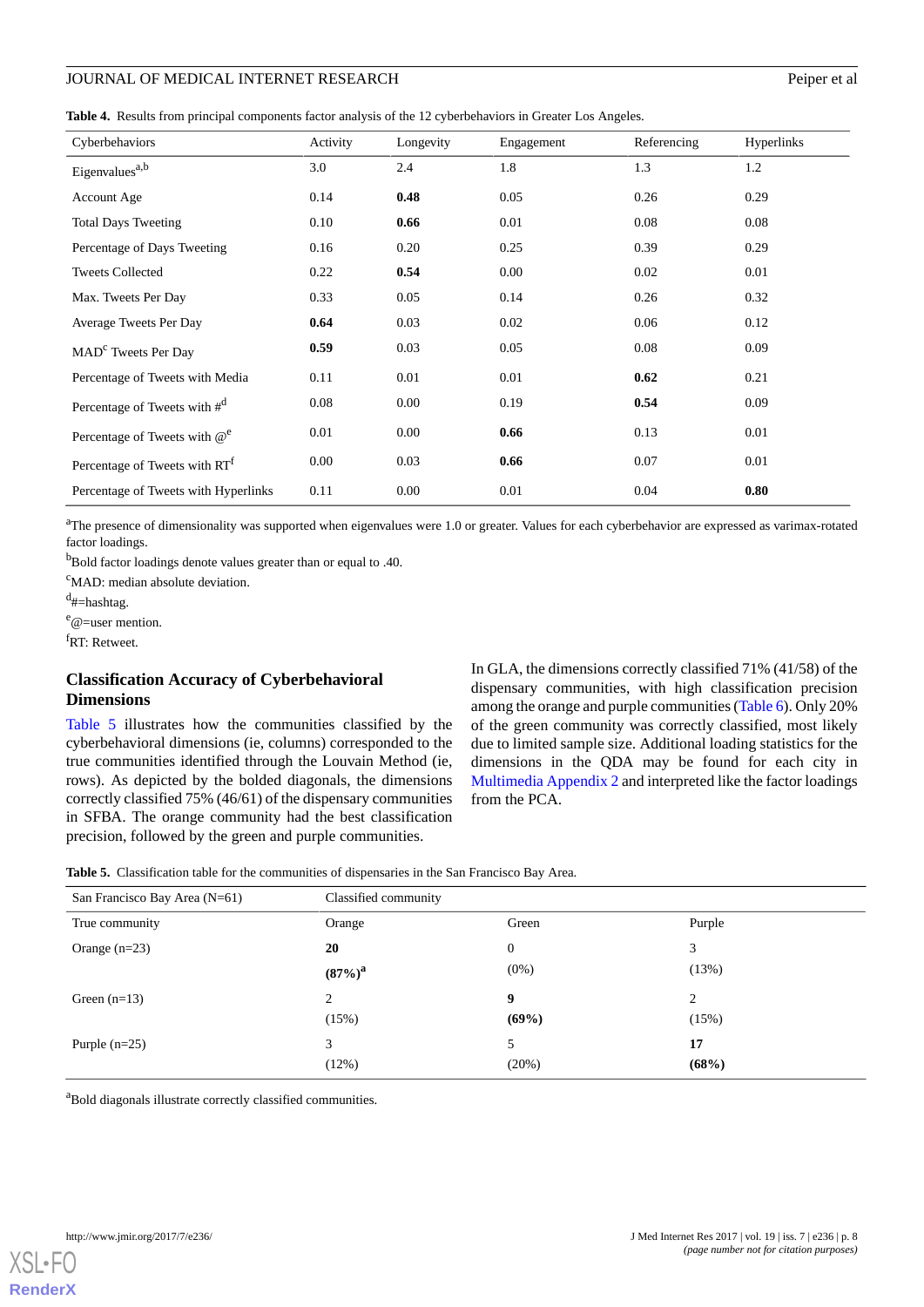**Table 4.** Results from principal components factor analysis of the 12 cyberbehaviors in Greater Los Angeles.

| Cyberbehaviors | Activity | Longevity | Engagement | Referencing | Hyperlinks |
|---|---|---|---|---|---|
| Eigenvalues[a,b] | 3.0 | 2.4 | 1.8 | 1.3 | 1.2 |
| Account Age | 0.14 | **0.48** | 0.05 | 0.26 | 0.29 |
| Total Days Tweeting | 0.10 | **0.66** | 0.01 | 0.08 | 0.08 |
| Percentage of Days Tweeting | 0.16 | 0.20 | 0.25 | 0.39 | 0.29 |
| Tweets Collected | 0.22 | **0.54** | 0.00 | 0.02 | 0.01 |
| Max. Tweets Per Day | 0.33 | 0.05 | 0.14 | 0.26 | 0.32 |
| Average Tweets Per Day | **0.64** | 0.03 | 0.02 | 0.06 | 0.12 |
| MAD[c] Tweets Per Day | **0.59** | 0.03 | 0.05 | 0.08 | 0.09 |
| Percentage of Tweets with Media | 0.11 | 0.01 | 0.01 | **0.62** | 0.21 |
| Percentage of Tweets with #[d] | 0.08 | 0.00 | 0.19 | **0.54** | 0.09 |
| Percentage of Tweets with @[e] | 0.01 | 0.00 | **0.66** | 0.13 | 0.01 |
| Percentage of Tweets with RT[f] | 0.00 | 0.03 | **0.66** | 0.07 | 0.01 |
| Percentage of Tweets with Hyperlinks | 0.11 | 0.00 | 0.01 | 0.04 | **0.80** |

[a]The presence of dimensionality was supported when eigenvalues were 1.0 or greater. Values for each cyberbehavior are expressed as varimax-rotated factor loadings.

[b]Bold factor loadings denote values greater than or equal to .40.

[c]MAD: median absolute deviation.

[d]#=hashtag.

[e]@=user mention.

[f]RT: Retweet.

### Classification Accuracy of Cyberbehavioral Dimensions

Table 5 illustrates how the communities classified by the cyberbehavioral dimensions (ie, columns) corresponded to the true communities identified through the Louvain Method (ie, rows). As depicted by the bolded diagonals, the dimensions correctly classified 75% (46/61) of the dispensary communities in SFBA. The orange community had the best classification precision, followed by the green and purple communities.

In GLA, the dimensions correctly classified 71% (41/58) of the dispensary communities, with high classification precision among the orange and purple communities (Table 6). Only 20% of the green community was correctly classified, most likely due to limited sample size. Additional loading statistics for the dimensions in the QDA may be found for each city in Multimedia Appendix 2 and interpreted like the factor loadings from the PCA.

**Table 5.** Classification table for the communities of dispensaries in the San Francisco Bay Area.

| San Francisco Bay Area (N=61) | Classified community | | |
|---|---|---|---|
| True community | Orange | Green | Purple |
| Orange (n=23) | **20** | 0 | 3 |
| | **(87%)**[a] | (0%) | (13%) |
| Green (n=13) | 2 | **9** | 2 |
| | (15%) | **(69%)** | (15%) |
| Purple (n=25) | 3 | 5 | **17** |
| | (12%) | (20%) | **(68%)** |

[a]Bold diagonals illustrate correctly classified communities.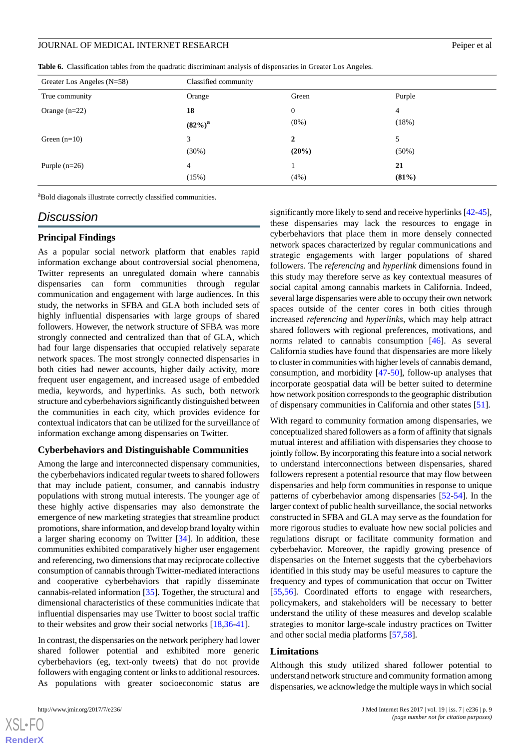**Table 6.** Classification tables from the quadratic discriminant analysis of dispensaries in Greater Los Angeles.

| Greater Los Angeles (N=58) | Classified community | | |
|---|---|---|---|
| True community | Orange | Green | Purple |
| Orange (n=22) | **18** **(82%)**[a] | 0 (0%) | 4 (18%) |
| Green (n=10) | 3 (30%) | **2** **(20%)** | 5 (50%) |
| Purple (n=26) | 4 (15%) | 1 (4%) | **21** **(81%)** |

[a]Bold diagonals illustrate correctly classified communities.

## Discussion

### Principal Findings

As a popular social network platform that enables rapid information exchange about controversial social phenomena, Twitter represents an unregulated domain where cannabis dispensaries can form communities through regular communication and engagement with large audiences. In this study, the networks in SFBA and GLA both included sets of highly influential dispensaries with large groups of shared followers. However, the network structure of SFBA was more strongly connected and centralized than that of GLA, which had four large dispensaries that occupied relatively separate network spaces. The most strongly connected dispensaries in both cities had newer accounts, higher daily activity, more frequent user engagement, and increased usage of embedded media, keywords, and hyperlinks. As such, both network structure and cyberbehaviors significantly distinguished between the communities in each city, which provides evidence for contextual indicators that can be utilized for the surveillance of information exchange among dispensaries on Twitter.

### Cyberbehaviors and Distinguishable Communities

Among the large and interconnected dispensary communities, the cyberbehaviors indicated regular tweets to shared followers that may include patient, consumer, and cannabis industry populations with strong mutual interests. The younger age of these highly active dispensaries may also demonstrate the emergence of new marketing strategies that streamline product promotions, share information, and develop brand loyalty within a larger sharing economy on Twitter [34]. In addition, these communities exhibited comparatively higher user engagement and referencing, two dimensions that may reciprocate collective consumption of cannabis through Twitter-mediated interactions and cooperative cyberbehaviors that rapidly disseminate cannabis-related information [35]. Together, the structural and dimensional characteristics of these communities indicate that influential dispensaries may use Twitter to boost social traffic to their websites and grow their social networks [18,36-41].

In contrast, the dispensaries on the network periphery had lower shared follower potential and exhibited more generic cyberbehaviors (eg, text-only tweets) that do not provide followers with engaging content or links to additional resources. As populations with greater socioeconomic status are significantly more likely to send and receive hyperlinks [42-45], these dispensaries may lack the resources to engage in cyberbehaviors that place them in more densely connected network spaces characterized by regular communications and strategic engagements with larger populations of shared followers. The *referencing* and *hyperlink* dimensions found in this study may therefore serve as key contextual measures of social capital among cannabis markets in California. Indeed, several large dispensaries were able to occupy their own network spaces outside of the center cores in both cities through increased *referencing* and *hyperlinks*, which may help attract shared followers with regional preferences, motivations, and norms related to cannabis consumption [46]. As several California studies have found that dispensaries are more likely to cluster in communities with higher levels of cannabis demand, consumption, and morbidity [47-50], follow-up analyses that incorporate geospatial data will be better suited to determine how network position corresponds to the geographic distribution of dispensary communities in California and other states [51].

With regard to community formation among dispensaries, we conceptualized shared followers as a form of affinity that signals mutual interest and affiliation with dispensaries they choose to jointly follow. By incorporating this feature into a social network to understand interconnections between dispensaries, shared followers represent a potential resource that may flow between dispensaries and help form communities in response to unique patterns of cyberbehavior among dispensaries [52-54]. In the larger context of public health surveillance, the social networks constructed in SFBA and GLA may serve as the foundation for more rigorous studies to evaluate how new social policies and regulations disrupt or facilitate community formation and cyberbehavior. Moreover, the rapidly growing presence of dispensaries on the Internet suggests that the cyberbehaviors identified in this study may be useful measures to capture the frequency and types of communication that occur on Twitter [55,56]. Coordinated efforts to engage with researchers, policymakers, and stakeholders will be necessary to better understand the utility of these measures and develop scalable strategies to monitor large-scale industry practices on Twitter and other social media platforms [57,58].

### Limitations

Although this study utilized shared follower potential to understand network structure and community formation among dispensaries, we acknowledge the multiple ways in which social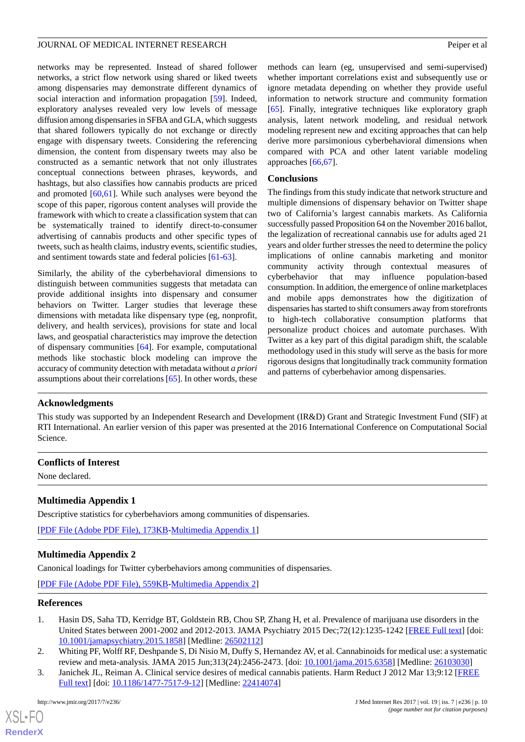networks may be represented. Instead of shared follower networks, a strict flow network using shared or liked tweets among dispensaries may demonstrate different dynamics of social interaction and information propagation [59]. Indeed, exploratory analyses revealed very low levels of message diffusion among dispensaries in SFBA and GLA, which suggests that shared followers typically do not exchange or directly engage with dispensary tweets. Considering the referencing dimension, the content from dispensary tweets may also be constructed as a semantic network that not only illustrates conceptual connections between phrases, keywords, and hashtags, but also classifies how cannabis products are priced and promoted [60,61]. While such analyses were beyond the scope of this paper, rigorous content analyses will provide the framework with which to create a classification system that can be systematically trained to identify direct-to-consumer advertising of cannabis products and other specific types of tweets, such as health claims, industry events, scientific studies, and sentiment towards state and federal policies [61-63].

Similarly, the ability of the cyberbehavioral dimensions to distinguish between communities suggests that metadata can provide additional insights into dispensary and consumer behaviors on Twitter. Larger studies that leverage these dimensions with metadata like dispensary type (eg, nonprofit, delivery, and health services), provisions for state and local laws, and geospatial characteristics may improve the detection of dispensary communities [64]. For example, computational methods like stochastic block modeling can improve the accuracy of community detection with metadata without *a priori* assumptions about their correlations [65]. In other words, these methods can learn (eg, unsupervised and semi-supervised) whether important correlations exist and subsequently use or ignore metadata depending on whether they provide useful information to network structure and community formation [65]. Finally, integrative techniques like exploratory graph analysis, latent network modeling, and residual network modeling represent new and exciting approaches that can help derive more parsimonious cyberbehavioral dimensions when compared with PCA and other latent variable modeling approaches [66,67].

### Conclusions

The findings from this study indicate that network structure and multiple dimensions of dispensary behavior on Twitter shape two of California's largest cannabis markets. As California successfully passed Proposition 64 on the November 2016 ballot, the legalization of recreational cannabis use for adults aged 21 years and older further stresses the need to determine the policy implications of online cannabis marketing and monitor community activity through contextual measures of cyberbehavior that may influence population-based consumption. In addition, the emergence of online marketplaces and mobile apps demonstrates how the digitization of dispensaries has started to shift consumers away from storefronts to high-tech collaborative consumption platforms that personalize product choices and automate purchases. With Twitter as a key part of this digital paradigm shift, the scalable methodology used in this study will serve as the basis for more rigorous designs that longitudinally track community formation and patterns of cyberbehavior among dispensaries.

## Acknowledgments

This study was supported by an Independent Research and Development (IR&D) Grant and Strategic Investment Fund (SIF) at RTI International. An earlier version of this paper was presented at the 2016 International Conference on Computational Social Science.

## Conflicts of Interest

None declared.

## Multimedia Appendix 1

Descriptive statistics for cyberbehaviors among communities of dispensaries.

[PDF File (Adobe PDF File), 173KB-Multimedia Appendix 1]

## Multimedia Appendix 2

Canonical loadings for Twitter cyberbehaviors among communities of dispensaries.

[PDF File (Adobe PDF File), 559KB-Multimedia Appendix 2]

## References

1. Hasin DS, Saha TD, Kerridge BT, Goldstein RB, Chou SP, Zhang H, et al. Prevalence of marijuana use disorders in the United States between 2001-2002 and 2012-2013. JAMA Psychiatry 2015 Dec;72(12):1235-1242 [FREE Full text] [doi: 10.1001/jamapsychiatry.2015.1858] [Medline: 26502112]
2. Whiting PF, Wolff RF, Deshpande S, Di Nisio M, Duffy S, Hernandez AV, et al. Cannabinoids for medical use: a systematic review and meta-analysis. JAMA 2015 Jun;313(24):2456-2473. [doi: 10.1001/jama.2015.6358] [Medline: 26103030]
3. Janichek JL, Reiman A. Clinical service desires of medical cannabis patients. Harm Reduct J 2012 Mar 13;9:12 [FREE Full text] [doi: 10.1186/1477-7517-9-12] [Medline: 22414074]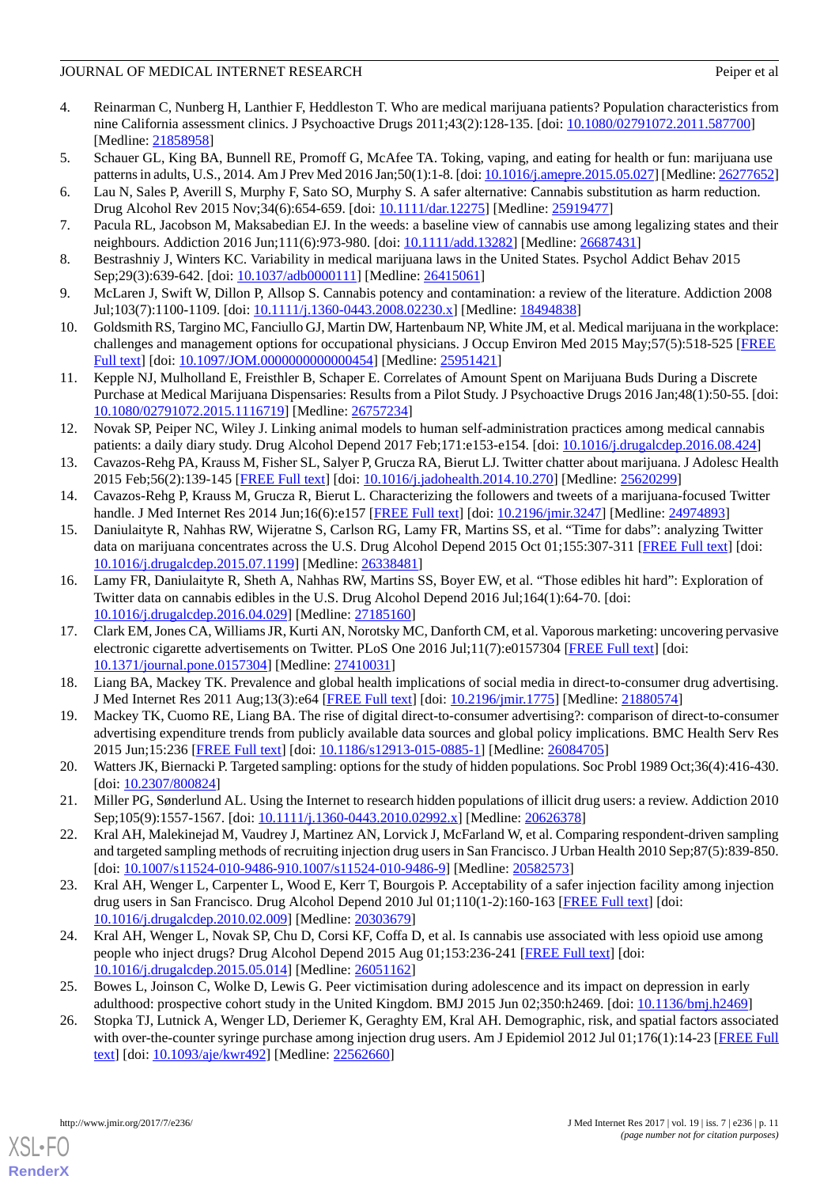4. Reinarman C, Nunberg H, Lanthier F, Heddleston T. Who are medical marijuana patients? Population characteristics from nine California assessment clinics. J Psychoactive Drugs 2011;43(2):128-135. [doi: 10.1080/02791072.2011.587700] [Medline: 21858958]
5. Schauer GL, King BA, Bunnell RE, Promoff G, McAfee TA. Toking, vaping, and eating for health or fun: marijuana use patterns in adults, U.S., 2014. Am J Prev Med 2016 Jan;50(1):1-8. [doi: 10.1016/j.amepre.2015.05.027] [Medline: 26277652]
6. Lau N, Sales P, Averill S, Murphy F, Sato SO, Murphy S. A safer alternative: Cannabis substitution as harm reduction. Drug Alcohol Rev 2015 Nov;34(6):654-659. [doi: 10.1111/dar.12275] [Medline: 25919477]
7. Pacula RL, Jacobson M, Maksabedian EJ. In the weeds: a baseline view of cannabis use among legalizing states and their neighbours. Addiction 2016 Jun;111(6):973-980. [doi: 10.1111/add.13282] [Medline: 26687431]
8. Bestrashniy J, Winters KC. Variability in medical marijuana laws in the United States. Psychol Addict Behav 2015 Sep;29(3):639-642. [doi: 10.1037/adb0000111] [Medline: 26415061]
9. McLaren J, Swift W, Dillon P, Allsop S. Cannabis potency and contamination: a review of the literature. Addiction 2008 Jul;103(7):1100-1109. [doi: 10.1111/j.1360-0443.2008.02230.x] [Medline: 18494838]
10. Goldsmith RS, Targino MC, Fanciullo GJ, Martin DW, Hartenbaum NP, White JM, et al. Medical marijuana in the workplace: challenges and management options for occupational physicians. J Occup Environ Med 2015 May;57(5):518-525 [FREE Full text] [doi: 10.1097/JOM.0000000000000454] [Medline: 25951421]
11. Kepple NJ, Mulholland E, Freisthler B, Schaper E. Correlates of Amount Spent on Marijuana Buds During a Discrete Purchase at Medical Marijuana Dispensaries: Results from a Pilot Study. J Psychoactive Drugs 2016 Jan;48(1):50-55. [doi: 10.1080/02791072.2015.1116719] [Medline: 26757234]
12. Novak SP, Peiper NC, Wiley J. Linking animal models to human self-administration practices among medical cannabis patients: a daily diary study. Drug Alcohol Depend 2017 Feb;171:e153-e154. [doi: 10.1016/j.drugalcdep.2016.08.424]
13. Cavazos-Rehg PA, Krauss M, Fisher SL, Salyer P, Grucza RA, Bierut LJ. Twitter chatter about marijuana. J Adolesc Health 2015 Feb;56(2):139-145 [FREE Full text] [doi: 10.1016/j.jadohealth.2014.10.270] [Medline: 25620299]
14. Cavazos-Rehg P, Krauss M, Grucza R, Bierut L. Characterizing the followers and tweets of a marijuana-focused Twitter handle. J Med Internet Res 2014 Jun;16(6):e157 [FREE Full text] [doi: 10.2196/jmir.3247] [Medline: 24974893]
15. Daniulaityte R, Nahhas RW, Wijeratne S, Carlson RG, Lamy FR, Martins SS, et al. "Time for dabs": analyzing Twitter data on marijuana concentrates across the U.S. Drug Alcohol Depend 2015 Oct 01;155:307-311 [FREE Full text] [doi: 10.1016/j.drugalcdep.2015.07.1199] [Medline: 26338481]
16. Lamy FR, Daniulaityte R, Sheth A, Nahhas RW, Martins SS, Boyer EW, et al. "Those edibles hit hard": Exploration of Twitter data on cannabis edibles in the U.S. Drug Alcohol Depend 2016 Jul;164(1):64-70. [doi: 10.1016/j.drugalcdep.2016.04.029] [Medline: 27185160]
17. Clark EM, Jones CA, Williams JR, Kurti AN, Norotsky MC, Danforth CM, et al. Vaporous marketing: uncovering pervasive electronic cigarette advertisements on Twitter. PLoS One 2016 Jul;11(7):e0157304 [FREE Full text] [doi: 10.1371/journal.pone.0157304] [Medline: 27410031]
18. Liang BA, Mackey TK. Prevalence and global health implications of social media in direct-to-consumer drug advertising. J Med Internet Res 2011 Aug;13(3):e64 [FREE Full text] [doi: 10.2196/jmir.1775] [Medline: 21880574]
19. Mackey TK, Cuomo RE, Liang BA. The rise of digital direct-to-consumer advertising?: comparison of direct-to-consumer advertising expenditure trends from publicly available data sources and global policy implications. BMC Health Serv Res 2015 Jun;15:236 [FREE Full text] [doi: 10.1186/s12913-015-0885-1] [Medline: 26084705]
20. Watters JK, Biernacki P. Targeted sampling: options for the study of hidden populations. Soc Probl 1989 Oct;36(4):416-430. [doi: 10.2307/800824]
21. Miller PG, Sønderlund AL. Using the Internet to research hidden populations of illicit drug users: a review. Addiction 2010 Sep;105(9):1557-1567. [doi: 10.1111/j.1360-0443.2010.02992.x] [Medline: 20626378]
22. Kral AH, Malekinejad M, Vaudrey J, Martinez AN, Lorvick J, McFarland W, et al. Comparing respondent-driven sampling and targeted sampling methods of recruiting injection drug users in San Francisco. J Urban Health 2010 Sep;87(5):839-850. [doi: 10.1007/s11524-010-9486-910.1007/s11524-010-9486-9] [Medline: 20582573]
23. Kral AH, Wenger L, Carpenter L, Wood E, Kerr T, Bourgois P. Acceptability of a safer injection facility among injection drug users in San Francisco. Drug Alcohol Depend 2010 Jul 01;110(1-2):160-163 [FREE Full text] [doi: 10.1016/j.drugalcdep.2010.02.009] [Medline: 20303679]
24. Kral AH, Wenger L, Novak SP, Chu D, Corsi KF, Coffa D, et al. Is cannabis use associated with less opioid use among people who inject drugs? Drug Alcohol Depend 2015 Aug 01;153:236-241 [FREE Full text] [doi: 10.1016/j.drugalcdep.2015.05.014] [Medline: 26051162]
25. Bowes L, Joinson C, Wolke D, Lewis G. Peer victimisation during adolescence and its impact on depression in early adulthood: prospective cohort study in the United Kingdom. BMJ 2015 Jun 02;350:h2469. [doi: 10.1136/bmj.h2469]
26. Stopka TJ, Lutnick A, Wenger LD, Deriemer K, Geraghty EM, Kral AH. Demographic, risk, and spatial factors associated with over-the-counter syringe purchase among injection drug users. Am J Epidemiol 2012 Jul 01;176(1):14-23 [FREE Full text] [doi: 10.1093/aje/kwr492] [Medline: 22562660]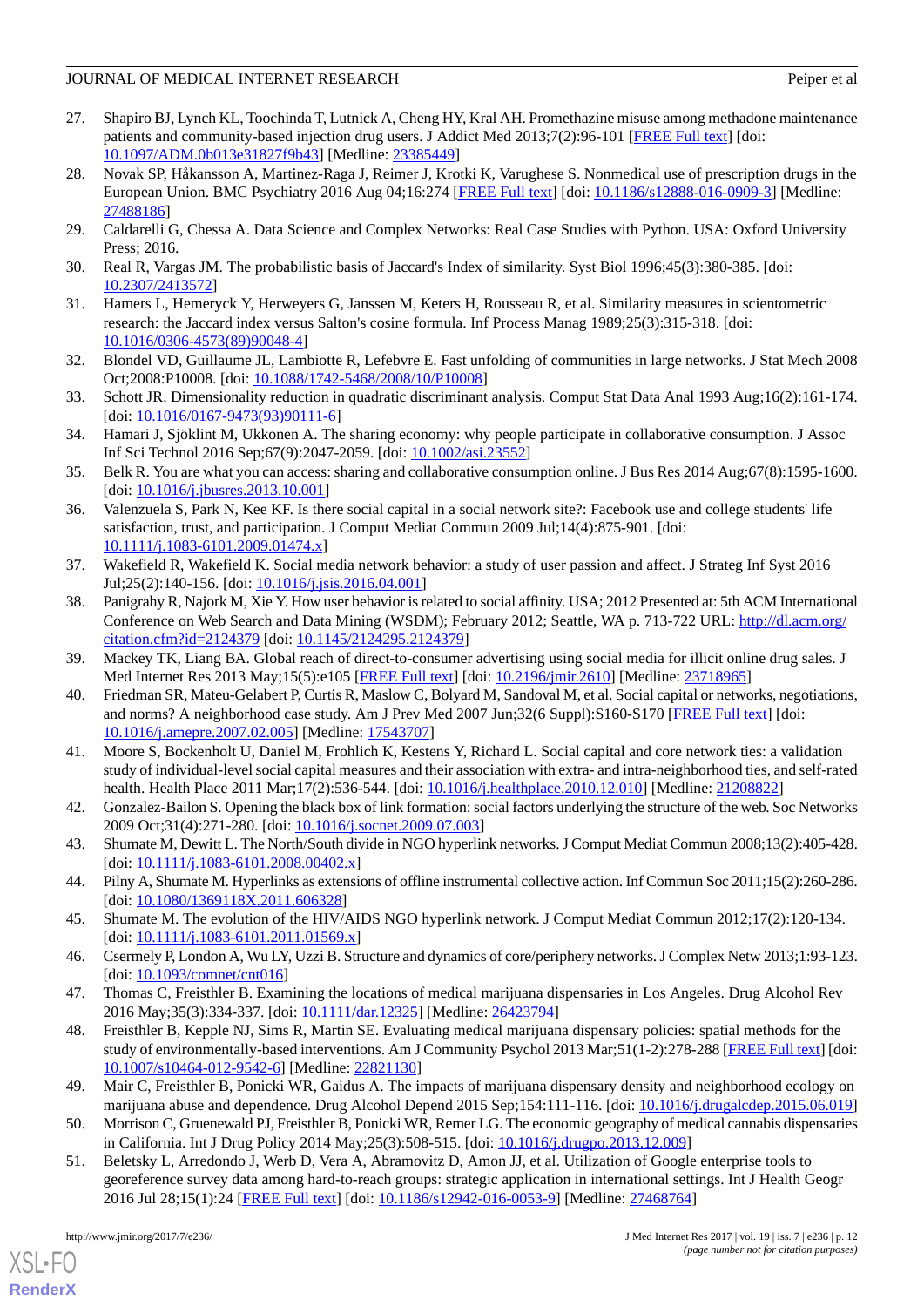27. Shapiro BJ, Lynch KL, Toochinda T, Lutnick A, Cheng HY, Kral AH. Promethazine misuse among methadone maintenance patients and community-based injection drug users. J Addict Med 2013;7(2):96-101 [FREE Full text] [doi: 10.1097/ADM.0b013e31827f9b43] [Medline: 23385449]
28. Novak SP, Håkansson A, Martinez-Raga J, Reimer J, Krotki K, Varughese S. Nonmedical use of prescription drugs in the European Union. BMC Psychiatry 2016 Aug 04;16:274 [FREE Full text] [doi: 10.1186/s12888-016-0909-3] [Medline: 27488186]
29. Caldarelli G, Chessa A. Data Science and Complex Networks: Real Case Studies with Python. USA: Oxford University Press; 2016.
30. Real R, Vargas JM. The probabilistic basis of Jaccard's Index of similarity. Syst Biol 1996;45(3):380-385. [doi: 10.2307/2413572]
31. Hamers L, Hemeryck Y, Herweyers G, Janssen M, Keters H, Rousseau R, et al. Similarity measures in scientometric research: the Jaccard index versus Salton's cosine formula. Inf Process Manag 1989;25(3):315-318. [doi: 10.1016/0306-4573(89)90048-4]
32. Blondel VD, Guillaume JL, Lambiotte R, Lefebvre E. Fast unfolding of communities in large networks. J Stat Mech 2008 Oct;2008:P10008. [doi: 10.1088/1742-5468/2008/10/P10008]
33. Schott JR. Dimensionality reduction in quadratic discriminant analysis. Comput Stat Data Anal 1993 Aug;16(2):161-174. [doi: 10.1016/0167-9473(93)90111-6]
34. Hamari J, Sjöklint M, Ukkonen A. The sharing economy: why people participate in collaborative consumption. J Assoc Inf Sci Technol 2016 Sep;67(9):2047-2059. [doi: 10.1002/asi.23552]
35. Belk R. You are what you can access: sharing and collaborative consumption online. J Bus Res 2014 Aug;67(8):1595-1600. [doi: 10.1016/j.jbusres.2013.10.001]
36. Valenzuela S, Park N, Kee KF. Is there social capital in a social network site?: Facebook use and college students' life satisfaction, trust, and participation. J Comput Mediat Commun 2009 Jul;14(4):875-901. [doi: 10.1111/j.1083-6101.2009.01474.x]
37. Wakefield R, Wakefield K. Social media network behavior: a study of user passion and affect. J Strateg Inf Syst 2016 Jul;25(2):140-156. [doi: 10.1016/j.jsis.2016.04.001]
38. Panigrahy R, Najork M, Xie Y. How user behavior is related to social affinity. USA; 2012 Presented at: 5th ACM International Conference on Web Search and Data Mining (WSDM); February 2012; Seattle, WA p. 713-722 URL: http://dl.acm.org/citation.cfm?id=2124379 [doi: 10.1145/2124295.2124379]
39. Mackey TK, Liang BA. Global reach of direct-to-consumer advertising using social media for illicit online drug sales. J Med Internet Res 2013 May;15(5):e105 [FREE Full text] [doi: 10.2196/jmir.2610] [Medline: 23718965]
40. Friedman SR, Mateu-Gelabert P, Curtis R, Maslow C, Bolyard M, Sandoval M, et al. Social capital or networks, negotiations, and norms? A neighborhood case study. Am J Prev Med 2007 Jun;32(6 Suppl):S160-S170 [FREE Full text] [doi: 10.1016/j.amepre.2007.02.005] [Medline: 17543707]
41. Moore S, Bockenholt U, Daniel M, Frohlich K, Kestens Y, Richard L. Social capital and core network ties: a validation study of individual-level social capital measures and their association with extra- and intra-neighborhood ties, and self-rated health. Health Place 2011 Mar;17(2):536-544. [doi: 10.1016/j.healthplace.2010.12.010] [Medline: 21208822]
42. Gonzalez-Bailon S. Opening the black box of link formation: social factors underlying the structure of the web. Soc Networks 2009 Oct;31(4):271-280. [doi: 10.1016/j.socnet.2009.07.003]
43. Shumate M, Dewitt L. The North/South divide in NGO hyperlink networks. J Comput Mediat Commun 2008;13(2):405-428. [doi: 10.1111/j.1083-6101.2008.00402.x]
44. Pilny A, Shumate M. Hyperlinks as extensions of offline instrumental collective action. Inf Commun Soc 2011;15(2):260-286. [doi: 10.1080/1369118X.2011.606328]
45. Shumate M. The evolution of the HIV/AIDS NGO hyperlink network. J Comput Mediat Commun 2012;17(2):120-134. [doi: 10.1111/j.1083-6101.2011.01569.x]
46. Csermely P, London A, Wu LY, Uzzi B. Structure and dynamics of core/periphery networks. J Complex Netw 2013;1:93-123. [doi: 10.1093/comnet/cnt016]
47. Thomas C, Freisthler B. Examining the locations of medical marijuana dispensaries in Los Angeles. Drug Alcohol Rev 2016 May;35(3):334-337. [doi: 10.1111/dar.12325] [Medline: 26423794]
48. Freisthler B, Kepple NJ, Sims R, Martin SE. Evaluating medical marijuana dispensary policies: spatial methods for the study of environmentally-based interventions. Am J Community Psychol 2013 Mar;51(1-2):278-288 [FREE Full text] [doi: 10.1007/s10464-012-9542-6] [Medline: 22821130]
49. Mair C, Freisthler B, Ponicki WR, Gaidus A. The impacts of marijuana dispensary density and neighborhood ecology on marijuana abuse and dependence. Drug Alcohol Depend 2015 Sep;154:111-116. [doi: 10.1016/j.drugalcdep.2015.06.019]
50. Morrison C, Gruenewald PJ, Freisthler B, Ponicki WR, Remer LG. The economic geography of medical cannabis dispensaries in California. Int J Drug Policy 2014 May;25(3):508-515. [doi: 10.1016/j.drugpo.2013.12.009]
51. Beletsky L, Arredondo J, Werb D, Vera A, Abramovitz D, Amon JJ, et al. Utilization of Google enterprise tools to georeference survey data among hard-to-reach groups: strategic application in international settings. Int J Health Geogr 2016 Jul 28;15(1):24 [FREE Full text] [doi: 10.1186/s12942-016-0053-9] [Medline: 27468764]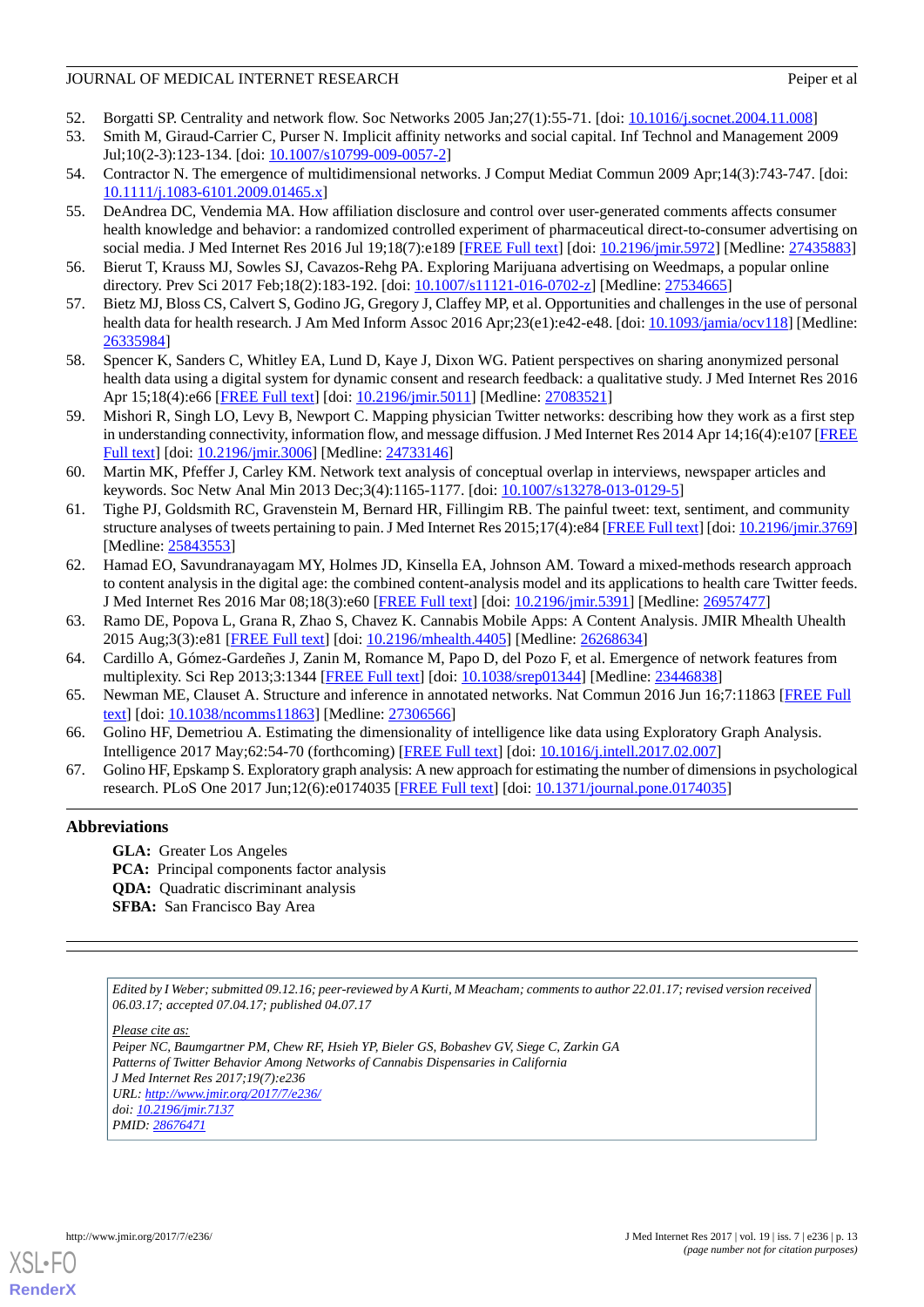52. Borgatti SP. Centrality and network flow. Soc Networks 2005 Jan;27(1):55-71. [doi: 10.1016/j.socnet.2004.11.008]
53. Smith M, Giraud-Carrier C, Purser N. Implicit affinity networks and social capital. Inf Technol and Management 2009 Jul;10(2-3):123-134. [doi: 10.1007/s10799-009-0057-2]
54. Contractor N. The emergence of multidimensional networks. J Comput Mediat Commun 2009 Apr;14(3):743-747. [doi: 10.1111/j.1083-6101.2009.01465.x]
55. DeAndrea DC, Vendemia MA. How affiliation disclosure and control over user-generated comments affects consumer health knowledge and behavior: a randomized controlled experiment of pharmaceutical direct-to-consumer advertising on social media. J Med Internet Res 2016 Jul 19;18(7):e189 [FREE Full text] [doi: 10.2196/jmir.5972] [Medline: 27435883]
56. Bierut T, Krauss MJ, Sowles SJ, Cavazos-Rehg PA. Exploring Marijuana advertising on Weedmaps, a popular online directory. Prev Sci 2017 Feb;18(2):183-192. [doi: 10.1007/s11121-016-0702-z] [Medline: 27534665]
57. Bietz MJ, Bloss CS, Calvert S, Godino JG, Gregory J, Claffey MP, et al. Opportunities and challenges in the use of personal health data for health research. J Am Med Inform Assoc 2016 Apr;23(e1):e42-e48. [doi: 10.1093/jamia/ocv118] [Medline: 26335984]
58. Spencer K, Sanders C, Whitley EA, Lund D, Kaye J, Dixon WG. Patient perspectives on sharing anonymized personal health data using a digital system for dynamic consent and research feedback: a qualitative study. J Med Internet Res 2016 Apr 15;18(4):e66 [FREE Full text] [doi: 10.2196/jmir.5011] [Medline: 27083521]
59. Mishori R, Singh LO, Levy B, Newport C. Mapping physician Twitter networks: describing how they work as a first step in understanding connectivity, information flow, and message diffusion. J Med Internet Res 2014 Apr 14;16(4):e107 [FREE Full text] [doi: 10.2196/jmir.3006] [Medline: 24733146]
60. Martin MK, Pfeffer J, Carley KM. Network text analysis of conceptual overlap in interviews, newspaper articles and keywords. Soc Netw Anal Min 2013 Dec;3(4):1165-1177. [doi: 10.1007/s13278-013-0129-5]
61. Tighe PJ, Goldsmith RC, Gravenstein M, Bernard HR, Fillingim RB. The painful tweet: text, sentiment, and community structure analyses of tweets pertaining to pain. J Med Internet Res 2015;17(4):e84 [FREE Full text] [doi: 10.2196/jmir.3769] [Medline: 25843553]
62. Hamad EO, Savundranayagam MY, Holmes JD, Kinsella EA, Johnson AM. Toward a mixed-methods research approach to content analysis in the digital age: the combined content-analysis model and its applications to health care Twitter feeds. J Med Internet Res 2016 Mar 08;18(3):e60 [FREE Full text] [doi: 10.2196/jmir.5391] [Medline: 26957477]
63. Ramo DE, Popova L, Grana R, Zhao S, Chavez K. Cannabis Mobile Apps: A Content Analysis. JMIR Mhealth Uhealth 2015 Aug;3(3):e81 [FREE Full text] [doi: 10.2196/mhealth.4405] [Medline: 26268634]
64. Cardillo A, Gómez-Gardeñes J, Zanin M, Romance M, Papo D, del Pozo F, et al. Emergence of network features from multiplexity. Sci Rep 2013;3:1344 [FREE Full text] [doi: 10.1038/srep01344] [Medline: 23446838]
65. Newman ME, Clauset A. Structure and inference in annotated networks. Nat Commun 2016 Jun 16;7:11863 [FREE Full text] [doi: 10.1038/ncomms11863] [Medline: 27306566]
66. Golino HF, Demetriou A. Estimating the dimensionality of intelligence like data using Exploratory Graph Analysis. Intelligence 2017 May;62:54-70 (forthcoming) [FREE Full text] [doi: 10.1016/j.intell.2017.02.007]
67. Golino HF, Epskamp S. Exploratory graph analysis: A new approach for estimating the number of dimensions in psychological research. PLoS One 2017 Jun;12(6):e0174035 [FREE Full text] [doi: 10.1371/journal.pone.0174035]

## Abbreviations

**GLA:** Greater Los Angeles
**PCA:** Principal components factor analysis
**QDA:** Quadratic discriminant analysis
**SFBA:** San Francisco Bay Area

---

*Edited by I Weber; submitted 09.12.16; peer-reviewed by A Kurti, M Meacham; comments to author 22.01.17; revised version received 06.03.17; accepted 07.04.17; published 04.07.17*

*Please cite as:*
*Peiper NC, Baumgartner PM, Chew RF, Hsieh YP, Bieler GS, Bobashev GV, Siege C, Zarkin GA*
*Patterns of Twitter Behavior Among Networks of Cannabis Dispensaries in California*
*J Med Internet Res 2017;19(7):e236*
*URL: http://www.jmir.org/2017/7/e236/*
*doi: 10.2196/jmir.7137*
*PMID: 28676471*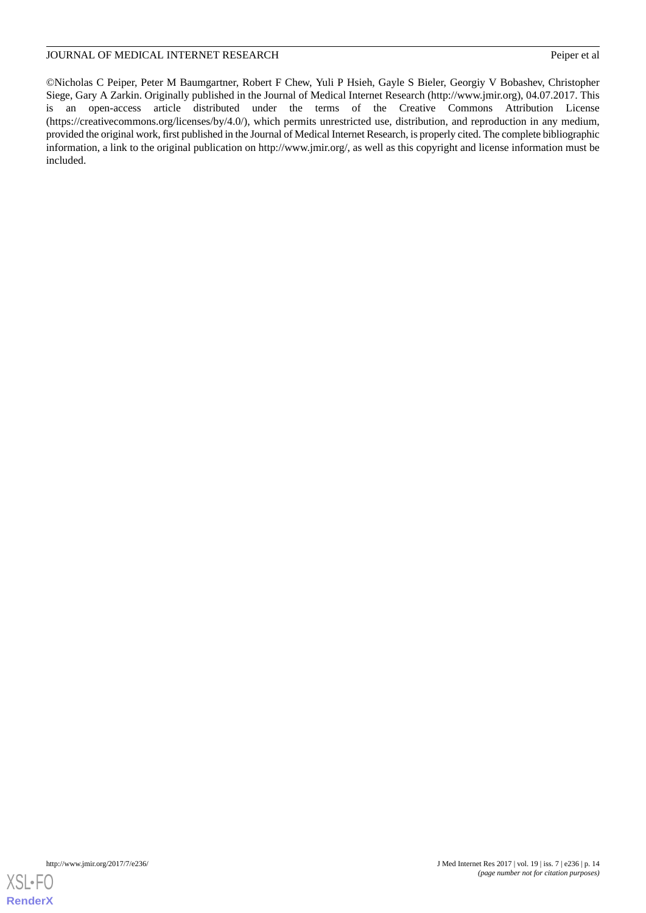©Nicholas C Peiper, Peter M Baumgartner, Robert F Chew, Yuli P Hsieh, Gayle S Bieler, Georgiy V Bobashev, Christopher Siege, Gary A Zarkin. Originally published in the Journal of Medical Internet Research (http://www.jmir.org), 04.07.2017. This is an open-access article distributed under the terms of the Creative Commons Attribution License (https://creativecommons.org/licenses/by/4.0/), which permits unrestricted use, distribution, and reproduction in any medium, provided the original work, first published in the Journal of Medical Internet Research, is properly cited. The complete bibliographic information, a link to the original publication on http://www.jmir.org/, as well as this copyright and license information must be included.